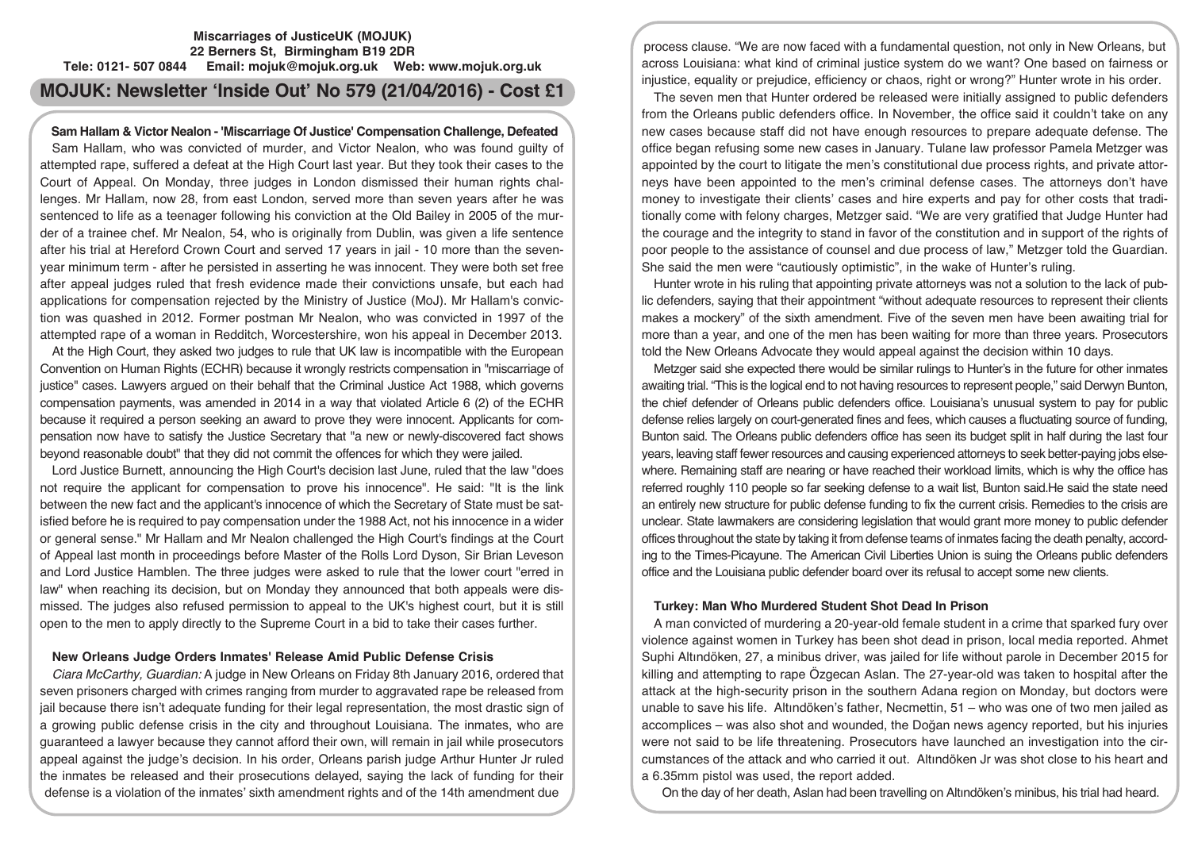**Miscarriages of JusticeUK (MOJUK)**
**22 Berners St, Birmingham B19 2DR**
**Tele: 0121- 507 0844 Email: mojuk@mojuk.org.uk Web: www.mojuk.org.uk**

# MOJUK: Newsletter 'Inside Out' No 579 (21/04/2016) - Cost £1

### Sam Hallam & Victor Nealon - 'Miscarriage Of Justice' Compensation Challenge, Defeated

Sam Hallam, who was convicted of murder, and Victor Nealon, who was found guilty of attempted rape, suffered a defeat at the High Court last year. But they took their cases to the Court of Appeal. On Monday, three judges in London dismissed their human rights challenges. Mr Hallam, now 28, from east London, served more than seven years after he was sentenced to life as a teenager following his conviction at the Old Bailey in 2005 of the murder of a trainee chef. Mr Nealon, 54, who is originally from Dublin, was given a life sentence after his trial at Hereford Crown Court and served 17 years in jail - 10 more than the seven-year minimum term - after he persisted in asserting he was innocent. They were both set free after appeal judges ruled that fresh evidence made their convictions unsafe, but each had applications for compensation rejected by the Ministry of Justice (MoJ). Mr Hallam's conviction was quashed in 2012. Former postman Mr Nealon, who was convicted in 1997 of the attempted rape of a woman in Redditch, Worcestershire, won his appeal in December 2013.

At the High Court, they asked two judges to rule that UK law is incompatible with the European Convention on Human Rights (ECHR) because it wrongly restricts compensation in "miscarriage of justice" cases. Lawyers argued on their behalf that the Criminal Justice Act 1988, which governs compensation payments, was amended in 2014 in a way that violated Article 6 (2) of the ECHR because it required a person seeking an award to prove they were innocent. Applicants for compensation now have to satisfy the Justice Secretary that "a new or newly-discovered fact shows beyond reasonable doubt" that they did not commit the offences for which they were jailed.

Lord Justice Burnett, announcing the High Court's decision last June, ruled that the law "does not require the applicant for compensation to prove his innocence". He said: "It is the link between the new fact and the applicant's innocence of which the Secretary of State must be satisfied before he is required to pay compensation under the 1988 Act, not his innocence in a wider or general sense." Mr Hallam and Mr Nealon challenged the High Court's findings at the Court of Appeal last month in proceedings before Master of the Rolls Lord Dyson, Sir Brian Leveson and Lord Justice Hamblen. The three judges were asked to rule that the lower court "erred in law" when reaching its decision, but on Monday they announced that both appeals were dismissed. The judges also refused permission to appeal to the UK's highest court, but it is still open to the men to apply directly to the Supreme Court in a bid to take their cases further.

### New Orleans Judge Orders Inmates' Release Amid Public Defense Crisis

*Ciara McCarthy, Guardian:* A judge in New Orleans on Friday 8th January 2016, ordered that seven prisoners charged with crimes ranging from murder to aggravated rape be released from jail because there isn't adequate funding for their legal representation, the most drastic sign of a growing public defense crisis in the city and throughout Louisiana. The inmates, who are guaranteed a lawyer because they cannot afford their own, will remain in jail while prosecutors appeal against the judge's decision. In his order, Orleans parish judge Arthur Hunter Jr ruled the inmates be released and their prosecutions delayed, saying the lack of funding for their defense is a violation of the inmates' sixth amendment rights and of the 14th amendment due process clause. "We are now faced with a fundamental question, not only in New Orleans, but across Louisiana: what kind of criminal justice system do we want? One based on fairness or injustice, equality or prejudice, efficiency or chaos, right or wrong?" Hunter wrote in his order.

The seven men that Hunter ordered be released were initially assigned to public defenders from the Orleans public defenders office. In November, the office said it couldn't take on any new cases because staff did not have enough resources to prepare adequate defense. The office began refusing some new cases in January. Tulane law professor Pamela Metzger was appointed by the court to litigate the men's constitutional due process rights, and private attorneys have been appointed to the men's criminal defense cases. The attorneys don't have money to investigate their clients' cases and hire experts and pay for other costs that traditionally come with felony charges, Metzger said. "We are very gratified that Judge Hunter had the courage and the integrity to stand in favor of the constitution and in support of the rights of poor people to the assistance of counsel and due process of law," Metzger told the Guardian. She said the men were "cautiously optimistic", in the wake of Hunter's ruling.

Hunter wrote in his ruling that appointing private attorneys was not a solution to the lack of public defenders, saying that their appointment "without adequate resources to represent their clients makes a mockery" of the sixth amendment. Five of the seven men have been awaiting trial for more than a year, and one of the men has been waiting for more than three years. Prosecutors told the New Orleans Advocate they would appeal against the decision within 10 days.

Metzger said she expected there would be similar rulings to Hunter's in the future for other inmates awaiting trial. "This is the logical end to not having resources to represent people," said Derwyn Bunton, the chief defender of Orleans public defenders office. Louisiana's unusual system to pay for public defense relies largely on court-generated fines and fees, which causes a fluctuating source of funding, Bunton said. The Orleans public defenders office has seen its budget split in half during the last four years, leaving staff fewer resources and causing experienced attorneys to seek better-paying jobs elsewhere. Remaining staff are nearing or have reached their workload limits, which is why the office has referred roughly 110 people so far seeking defense to a wait list, Bunton said.He said the state need an entirely new structure for public defense funding to fix the current crisis. Remedies to the crisis are unclear. State lawmakers are considering legislation that would grant more money to public defender offices throughout the state by taking it from defense teams of inmates facing the death penalty, according to the Times-Picayune. The American Civil Liberties Union is suing the Orleans public defenders office and the Louisiana public defender board over its refusal to accept some new clients.

### Turkey: Man Who Murdered Student Shot Dead In Prison

A man convicted of murdering a 20-year-old female student in a crime that sparked fury over violence against women in Turkey has been shot dead in prison, local media reported. Ahmet Suphi Altındöken, 27, a minibus driver, was jailed for life without parole in December 2015 for killing and attempting to rape Özgecan Aslan. The 27-year-old was taken to hospital after the attack at the high-security prison in the southern Adana region on Monday, but doctors were unable to save his life. Altındöken's father, Necmettin, 51 – who was one of two men jailed as accomplices – was also shot and wounded, the Doğan news agency reported, but his injuries were not said to be life threatening. Prosecutors have launched an investigation into the circumstances of the attack and who carried it out. Altındöken Jr was shot close to his heart and a 6.35mm pistol was used, the report added.

On the day of her death, Aslan had been travelling on Altındöken's minibus, his trial had heard.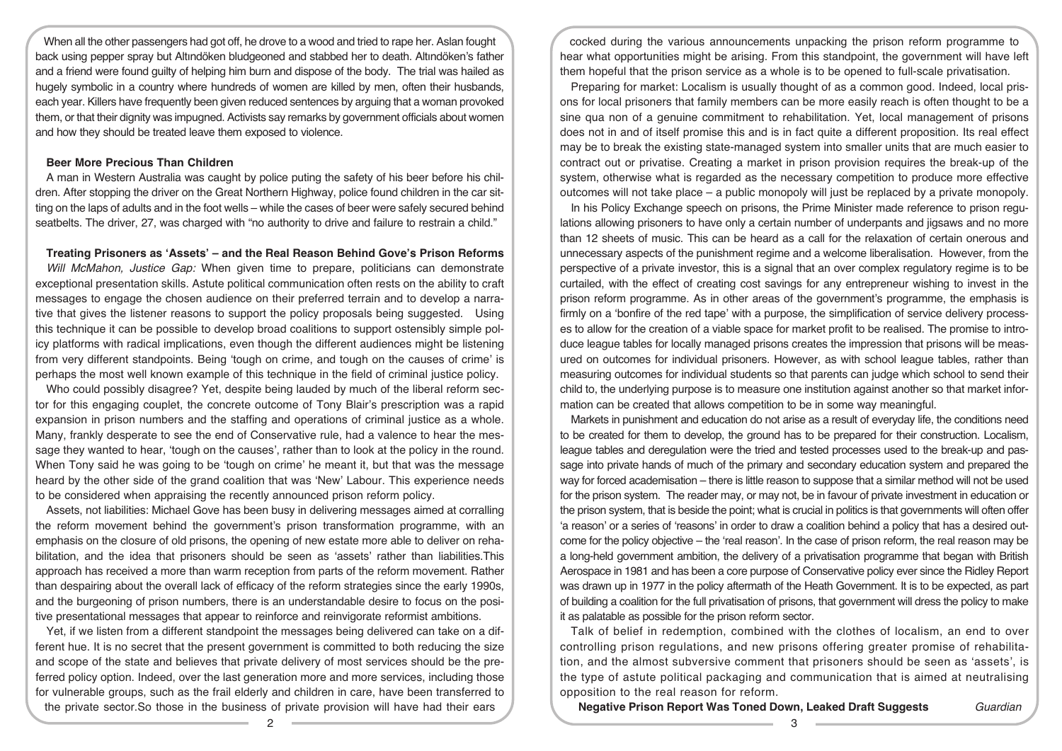When all the other passengers had got off, he drove to a wood and tried to rape her. Aslan fought back using pepper spray but Altındöken bludgeoned and stabbed her to death. Altındöken's father and a friend were found guilty of helping him burn and dispose of the body. The trial was hailed as hugely symbolic in a country where hundreds of women are killed by men, often their husbands, each year. Killers have frequently been given reduced sentences by arguing that a woman provoked them, or that their dignity was impugned. Activists say remarks by government officials about women and how they should be treated leave them exposed to violence.

**Beer More Precious Than Children**

A man in Western Australia was caught by police puting the safety of his beer before his children. After stopping the driver on the Great Northern Highway, police found children in the car sitting on the laps of adults and in the foot wells – while the cases of beer were safely secured behind seatbelts. The driver, 27, was charged with "no authority to drive and failure to restrain a child."

**Treating Prisoners as 'Assets' – and the Real Reason Behind Gove's Prison Reforms**

*Will McMahon, Justice Gap:* When given time to prepare, politicians can demonstrate exceptional presentation skills. Astute political communication often rests on the ability to craft messages to engage the chosen audience on their preferred terrain and to develop a narrative that gives the listener reasons to support the policy proposals being suggested. Using this technique it can be possible to develop broad coalitions to support ostensibly simple policy platforms with radical implications, even though the different audiences might be listening from very different standpoints. Being 'tough on crime, and tough on the causes of crime' is perhaps the most well known example of this technique in the field of criminal justice policy.

Who could possibly disagree? Yet, despite being lauded by much of the liberal reform sector for this engaging couplet, the concrete outcome of Tony Blair's prescription was a rapid expansion in prison numbers and the staffing and operations of criminal justice as a whole. Many, frankly desperate to see the end of Conservative rule, had a valence to hear the message they wanted to hear, 'tough on the causes', rather than to look at the policy in the round. When Tony said he was going to be 'tough on crime' he meant it, but that was the message heard by the other side of the grand coalition that was 'New' Labour. This experience needs to be considered when appraising the recently announced prison reform policy.

Assets, not liabilities: Michael Gove has been busy in delivering messages aimed at corralling the reform movement behind the government's prison transformation programme, with an emphasis on the closure of old prisons, the opening of new estate more able to deliver on rehabilitation, and the idea that prisoners should be seen as 'assets' rather than liabilities.This approach has received a more than warm reception from parts of the reform movement. Rather than despairing about the overall lack of efficacy of the reform strategies since the early 1990s, and the burgeoning of prison numbers, there is an understandable desire to focus on the positive presentational messages that appear to reinforce and reinvigorate reformist ambitions.

Yet, if we listen from a different standpoint the messages being delivered can take on a different hue. It is no secret that the present government is committed to both reducing the size and scope of the state and believes that private delivery of most services should be the preferred policy option. Indeed, over the last generation more and more services, including those for vulnerable groups, such as the frail elderly and children in care, have been transferred to the private sector.So those in the business of private provision will have had their ears cocked during the various announcements unpacking the prison reform programme to hear what opportunities might be arising. From this standpoint, the government will have left them hopeful that the prison service as a whole is to be opened to full-scale privatisation.

Preparing for market: Localism is usually thought of as a common good. Indeed, local prisons for local prisoners that family members can be more easily reach is often thought to be a sine qua non of a genuine commitment to rehabilitation. Yet, local management of prisons does not in and of itself promise this and is in fact quite a different proposition. Its real effect may be to break the existing state-managed system into smaller units that are much easier to contract out or privatise. Creating a market in prison provision requires the break-up of the system, otherwise what is regarded as the necessary competition to produce more effective outcomes will not take place – a public monopoly will just be replaced by a private monopoly.

In his Policy Exchange speech on prisons, the Prime Minister made reference to prison regulations allowing prisoners to have only a certain number of underpants and jigsaws and no more than 12 sheets of music. This can be heard as a call for the relaxation of certain onerous and unnecessary aspects of the punishment regime and a welcome liberalisation. However, from the perspective of a private investor, this is a signal that an over complex regulatory regime is to be curtailed, with the effect of creating cost savings for any entrepreneur wishing to invest in the prison reform programme. As in other areas of the government's programme, the emphasis is firmly on a 'bonfire of the red tape' with a purpose, the simplification of service delivery processes to allow for the creation of a viable space for market profit to be realised. The promise to introduce league tables for locally managed prisons creates the impression that prisons will be measured on outcomes for individual prisoners. However, as with school league tables, rather than measuring outcomes for individual students so that parents can judge which school to send their child to, the underlying purpose is to measure one institution against another so that market information can be created that allows competition to be in some way meaningful.

Markets in punishment and education do not arise as a result of everyday life, the conditions need to be created for them to develop, the ground has to be prepared for their construction. Localism, league tables and deregulation were the tried and tested processes used to the break-up and passage into private hands of much of the primary and secondary education system and prepared the way for forced academisation – there is little reason to suppose that a similar method will not be used for the prison system. The reader may, or may not, be in favour of private investment in education or the prison system, that is beside the point; what is crucial in politics is that governments will often offer 'a reason' or a series of 'reasons' in order to draw a coalition behind a policy that has a desired outcome for the policy objective – the 'real reason'. In the case of prison reform, the real reason may be a long-held government ambition, the delivery of a privatisation programme that began with British Aerospace in 1981 and has been a core purpose of Conservative policy ever since the Ridley Report was drawn up in 1977 in the policy aftermath of the Heath Government. It is to be expected, as part of building a coalition for the full privatisation of prisons, that government will dress the policy to make it as palatable as possible for the prison reform sector.

Talk of belief in redemption, combined with the clothes of localism, an end to over controlling prison regulations, and new prisons offering greater promise of rehabilitation, and the almost subversive comment that prisoners should be seen as 'assets', is the type of astute political packaging and communication that is aimed at neutralising opposition to the real reason for reform.

**Negative Prison Report Was Toned Down, Leaked Draft Suggests** *Guardian*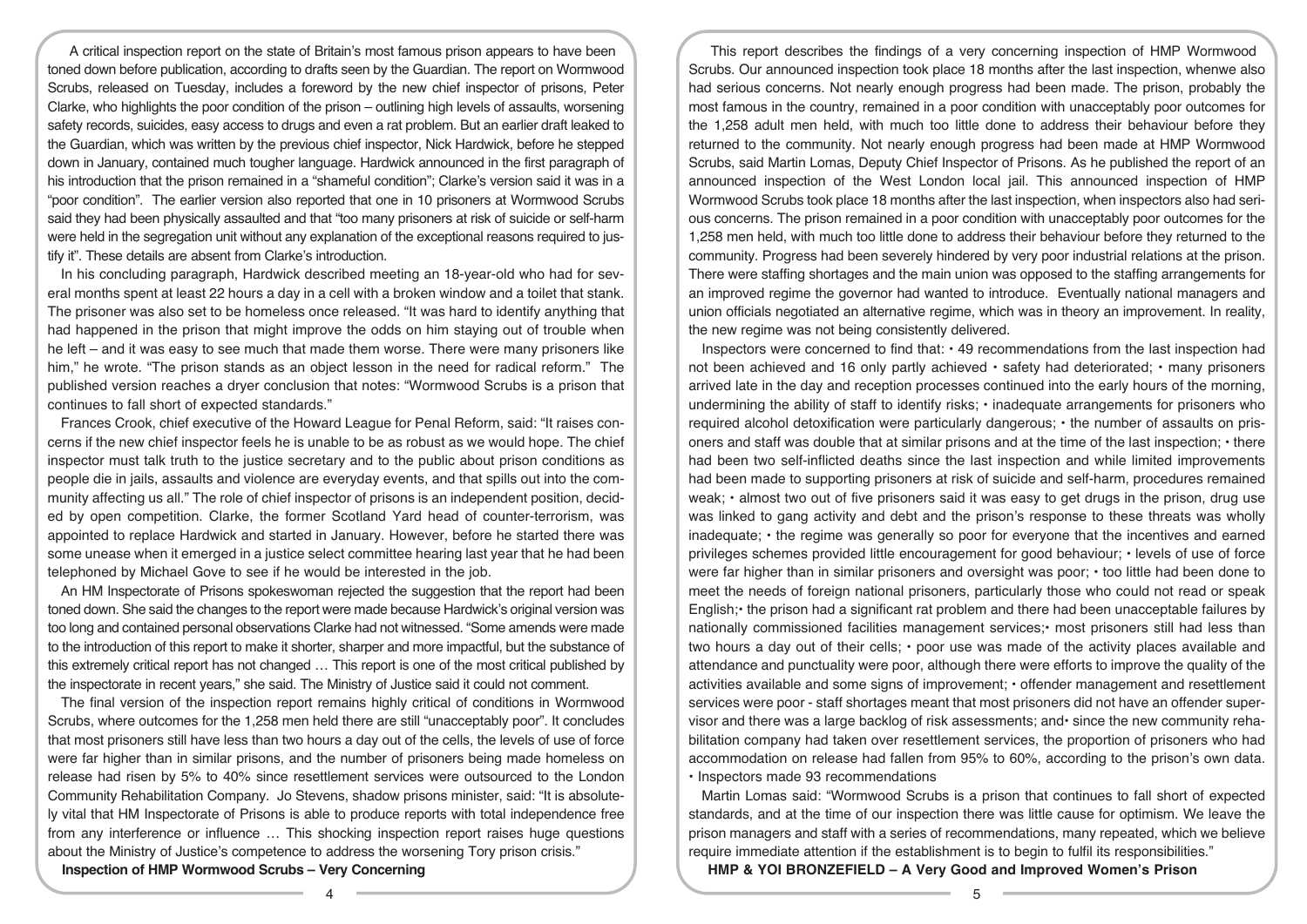A critical inspection report on the state of Britain's most famous prison appears to have been toned down before publication, according to drafts seen by the Guardian. The report on Wormwood Scrubs, released on Tuesday, includes a foreword by the new chief inspector of prisons, Peter Clarke, who highlights the poor condition of the prison – outlining high levels of assaults, worsening safety records, suicides, easy access to drugs and even a rat problem. But an earlier draft leaked to the Guardian, which was written by the previous chief inspector, Nick Hardwick, before he stepped down in January, contained much tougher language. Hardwick announced in the first paragraph of his introduction that the prison remained in a "shameful condition"; Clarke's version said it was in a "poor condition". The earlier version also reported that one in 10 prisoners at Wormwood Scrubs said they had been physically assaulted and that "too many prisoners at risk of suicide or self-harm were held in the segregation unit without any explanation of the exceptional reasons required to justify it". These details are absent from Clarke's introduction.

In his concluding paragraph, Hardwick described meeting an 18-year-old who had for several months spent at least 22 hours a day in a cell with a broken window and a toilet that stank. The prisoner was also set to be homeless once released. "It was hard to identify anything that had happened in the prison that might improve the odds on him staying out of trouble when he left – and it was easy to see much that made them worse. There were many prisoners like him," he wrote. "The prison stands as an object lesson in the need for radical reform." The published version reaches a dryer conclusion that notes: "Wormwood Scrubs is a prison that continues to fall short of expected standards."

Frances Crook, chief executive of the Howard League for Penal Reform, said: "It raises concerns if the new chief inspector feels he is unable to be as robust as we would hope. The chief inspector must talk truth to the justice secretary and to the public about prison conditions as people die in jails, assaults and violence are everyday events, and that spills out into the community affecting us all." The role of chief inspector of prisons is an independent position, decided by open competition. Clarke, the former Scotland Yard head of counter-terrorism, was appointed to replace Hardwick and started in January. However, before he started there was some unease when it emerged in a justice select committee hearing last year that he had been telephoned by Michael Gove to see if he would be interested in the job.

An HM Inspectorate of Prisons spokeswoman rejected the suggestion that the report had been toned down. She said the changes to the report were made because Hardwick's original version was too long and contained personal observations Clarke had not witnessed. "Some amends were made to the introduction of this report to make it shorter, sharper and more impactful, but the substance of this extremely critical report has not changed … This report is one of the most critical published by the inspectorate in recent years," she said. The Ministry of Justice said it could not comment.

The final version of the inspection report remains highly critical of conditions in Wormwood Scrubs, where outcomes for the 1,258 men held there are still "unacceptably poor". It concludes that most prisoners still have less than two hours a day out of the cells, the levels of use of force were far higher than in similar prisons, and the number of prisoners being made homeless on release had risen by 5% to 40% since resettlement services were outsourced to the London Community Rehabilitation Company. Jo Stevens, shadow prisons minister, said: "It is absolutely vital that HM Inspectorate of Prisons is able to produce reports with total independence free from any interference or influence … This shocking inspection report raises huge questions about the Ministry of Justice's competence to address the worsening Tory prison crisis."

## Inspection of HMP Wormwood Scrubs – Very Concerning

This report describes the findings of a very concerning inspection of HMP Wormwood Scrubs. Our announced inspection took place 18 months after the last inspection, whenwe also had serious concerns. Not nearly enough progress had been made. The prison, probably the most famous in the country, remained in a poor condition with unacceptably poor outcomes for the 1,258 adult men held, with much too little done to address their behaviour before they returned to the community. Not nearly enough progress had been made at HMP Wormwood Scrubs, said Martin Lomas, Deputy Chief Inspector of Prisons. As he published the report of an announced inspection of the West London local jail. This announced inspection of HMP Wormwood Scrubs took place 18 months after the last inspection, when inspectors also had serious concerns. The prison remained in a poor condition with unacceptably poor outcomes for the 1,258 men held, with much too little done to address their behaviour before they returned to the community. Progress had been severely hindered by very poor industrial relations at the prison. There were staffing shortages and the main union was opposed to the staffing arrangements for an improved regime the governor had wanted to introduce. Eventually national managers and union officials negotiated an alternative regime, which was in theory an improvement. In reality, the new regime was not being consistently delivered.

Inspectors were concerned to find that: • 49 recommendations from the last inspection had not been achieved and 16 only partly achieved • safety had deteriorated; • many prisoners arrived late in the day and reception processes continued into the early hours of the morning, undermining the ability of staff to identify risks; • inadequate arrangements for prisoners who required alcohol detoxification were particularly dangerous; • the number of assaults on prisoners and staff was double that at similar prisons and at the time of the last inspection; • there had been two self-inflicted deaths since the last inspection and while limited improvements had been made to supporting prisoners at risk of suicide and self-harm, procedures remained weak; • almost two out of five prisoners said it was easy to get drugs in the prison, drug use was linked to gang activity and debt and the prison's response to these threats was wholly inadequate; • the regime was generally so poor for everyone that the incentives and earned privileges schemes provided little encouragement for good behaviour; • levels of use of force were far higher than in similar prisoners and oversight was poor; • too little had been done to meet the needs of foreign national prisoners, particularly those who could not read or speak English;• the prison had a significant rat problem and there had been unacceptable failures by nationally commissioned facilities management services;• most prisoners still had less than two hours a day out of their cells; • poor use was made of the activity places available and attendance and punctuality were poor, although there were efforts to improve the quality of the activities available and some signs of improvement; • offender management and resettlement services were poor - staff shortages meant that most prisoners did not have an offender supervisor and there was a large backlog of risk assessments; and• since the new community rehabilitation company had taken over resettlement services, the proportion of prisoners who had accommodation on release had fallen from 95% to 60%, according to the prison's own data. • Inspectors made 93 recommendations

Martin Lomas said: "Wormwood Scrubs is a prison that continues to fall short of expected standards, and at the time of our inspection there was little cause for optimism. We leave the prison managers and staff with a series of recommendations, many repeated, which we believe require immediate attention if the establishment is to begin to fulfil its responsibilities."

## HMP & YOI BRONZEFIELD – A Very Good and Improved Women's Prison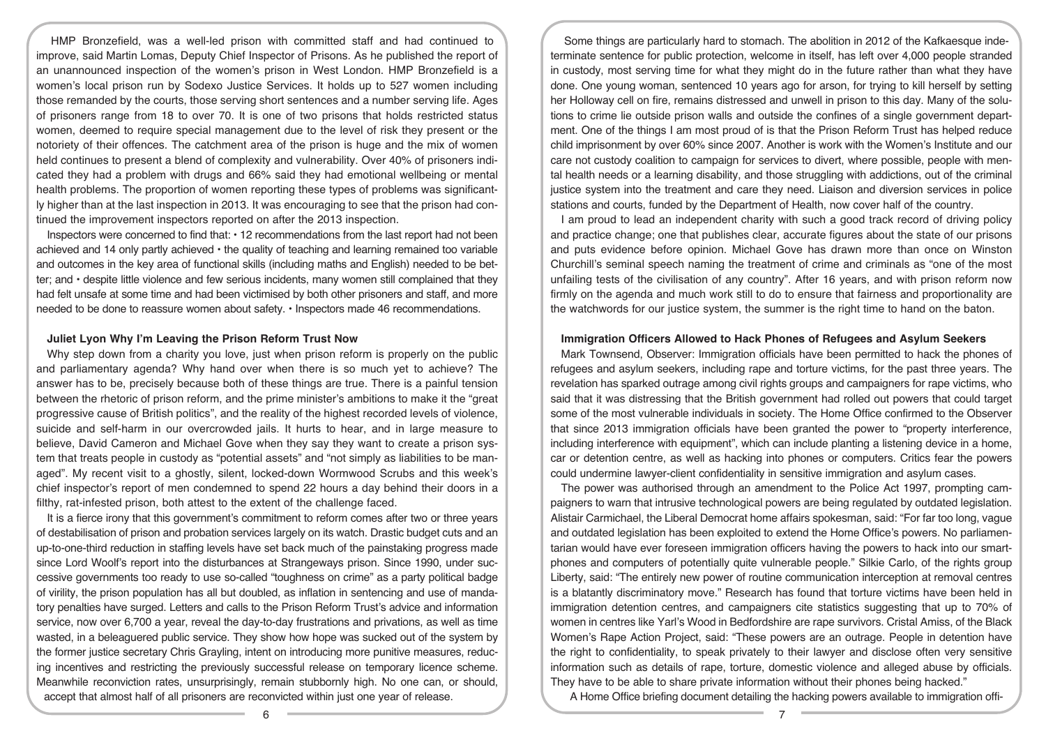HMP Bronzefield, was a well-led prison with committed staff and had continued to improve, said Martin Lomas, Deputy Chief Inspector of Prisons. As he published the report of an unannounced inspection of the women's prison in West London. HMP Bronzefield is a women's local prison run by Sodexo Justice Services. It holds up to 527 women including those remanded by the courts, those serving short sentences and a number serving life. Ages of prisoners range from 18 to over 70. It is one of two prisons that holds restricted status women, deemed to require special management due to the level of risk they present or the notoriety of their offences. The catchment area of the prison is huge and the mix of women held continues to present a blend of complexity and vulnerability. Over 40% of prisoners indicated they had a problem with drugs and 66% said they had emotional wellbeing or mental health problems. The proportion of women reporting these types of problems was significantly higher than at the last inspection in 2013. It was encouraging to see that the prison had continued the improvement inspectors reported on after the 2013 inspection.

Inspectors were concerned to find that: • 12 recommendations from the last report had not been achieved and 14 only partly achieved • the quality of teaching and learning remained too variable and outcomes in the key area of functional skills (including maths and English) needed to be better; and • despite little violence and few serious incidents, many women still complained that they had felt unsafe at some time and had been victimised by both other prisoners and staff, and more needed to be done to reassure women about safety. • Inspectors made 46 recommendations.

### Juliet Lyon Why I'm Leaving the Prison Reform Trust Now

Why step down from a charity you love, just when prison reform is properly on the public and parliamentary agenda? Why hand over when there is so much yet to achieve? The answer has to be, precisely because both of these things are true. There is a painful tension between the rhetoric of prison reform, and the prime minister's ambitions to make it the "great progressive cause of British politics", and the reality of the highest recorded levels of violence, suicide and self-harm in our overcrowded jails. It hurts to hear, and in large measure to believe, David Cameron and Michael Gove when they say they want to create a prison system that treats people in custody as "potential assets" and "not simply as liabilities to be managed". My recent visit to a ghostly, silent, locked-down Wormwood Scrubs and this week's chief inspector's report of men condemned to spend 22 hours a day behind their doors in a filthy, rat-infested prison, both attest to the extent of the challenge faced.

It is a fierce irony that this government's commitment to reform comes after two or three years of destabilisation of prison and probation services largely on its watch. Drastic budget cuts and an up-to-one-third reduction in staffing levels have set back much of the painstaking progress made since Lord Woolf's report into the disturbances at Strangeways prison. Since 1990, under successive governments too ready to use so-called "toughness on crime" as a party political badge of virility, the prison population has all but doubled, as inflation in sentencing and use of mandatory penalties have surged. Letters and calls to the Prison Reform Trust's advice and information service, now over 6,700 a year, reveal the day-to-day frustrations and privations, as well as time wasted, in a beleaguered public service. They show how hope was sucked out of the system by the former justice secretary Chris Grayling, intent on introducing more punitive measures, reducing incentives and restricting the previously successful release on temporary licence scheme. Meanwhile reconviction rates, unsurprisingly, remain stubbornly high. No one can, or should, accept that almost half of all prisoners are reconvicted within just one year of release.

Some things are particularly hard to stomach. The abolition in 2012 of the Kafkaesque indeterminate sentence for public protection, welcome in itself, has left over 4,000 people stranded in custody, most serving time for what they might do in the future rather than what they have done. One young woman, sentenced 10 years ago for arson, for trying to kill herself by setting her Holloway cell on fire, remains distressed and unwell in prison to this day. Many of the solutions to crime lie outside prison walls and outside the confines of a single government department. One of the things I am most proud of is that the Prison Reform Trust has helped reduce child imprisonment by over 60% since 2007. Another is work with the Women's Institute and our care not custody coalition to campaign for services to divert, where possible, people with mental health needs or a learning disability, and those struggling with addictions, out of the criminal justice system into the treatment and care they need. Liaison and diversion services in police stations and courts, funded by the Department of Health, now cover half of the country.

I am proud to lead an independent charity with such a good track record of driving policy and practice change; one that publishes clear, accurate figures about the state of our prisons and puts evidence before opinion. Michael Gove has drawn more than once on Winston Churchill's seminal speech naming the treatment of crime and criminals as "one of the most unfailing tests of the civilisation of any country". After 16 years, and with prison reform now firmly on the agenda and much work still to do to ensure that fairness and proportionality are the watchwords for our justice system, the summer is the right time to hand on the baton.

### Immigration Officers Allowed to Hack Phones of Refugees and Asylum Seekers

Mark Townsend, Observer: Immigration officials have been permitted to hack the phones of refugees and asylum seekers, including rape and torture victims, for the past three years. The revelation has sparked outrage among civil rights groups and campaigners for rape victims, who said that it was distressing that the British government had rolled out powers that could target some of the most vulnerable individuals in society. The Home Office confirmed to the Observer that since 2013 immigration officials have been granted the power to "property interference, including interference with equipment", which can include planting a listening device in a home, car or detention centre, as well as hacking into phones or computers. Critics fear the powers could undermine lawyer-client confidentiality in sensitive immigration and asylum cases.

The power was authorised through an amendment to the Police Act 1997, prompting campaigners to warn that intrusive technological powers are being regulated by outdated legislation. Alistair Carmichael, the Liberal Democrat home affairs spokesman, said: "For far too long, vague and outdated legislation has been exploited to extend the Home Office's powers. No parliamentarian would have ever foreseen immigration officers having the powers to hack into our smartphones and computers of potentially quite vulnerable people." Silkie Carlo, of the rights group Liberty, said: "The entirely new power of routine communication interception at removal centres is a blatantly discriminatory move." Research has found that torture victims have been held in immigration detention centres, and campaigners cite statistics suggesting that up to 70% of women in centres like Yarl's Wood in Bedfordshire are rape survivors. Cristal Amiss, of the Black Women's Rape Action Project, said: "These powers are an outrage. People in detention have the right to confidentiality, to speak privately to their lawyer and disclose often very sensitive information such as details of rape, torture, domestic violence and alleged abuse by officials. They have to be able to share private information without their phones being hacked."

A Home Office briefing document detailing the hacking powers available to immigration offi-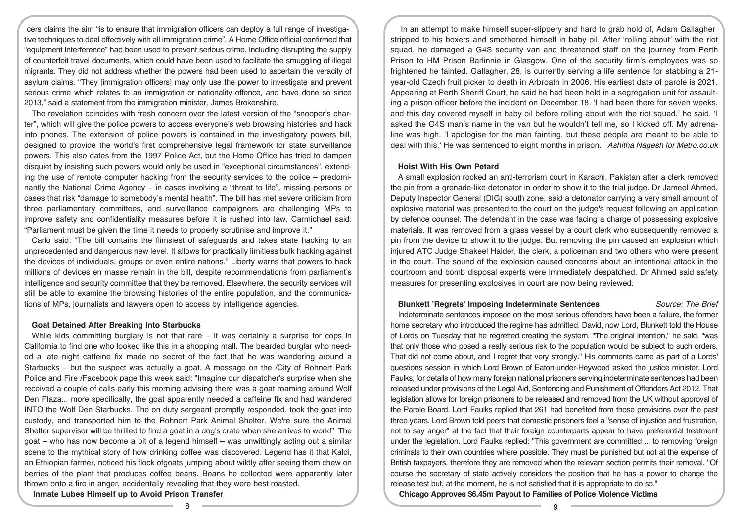cers claims the aim "is to ensure that immigration officers can deploy a full range of investigative techniques to deal effectively with all immigration crime". A Home Office official confirmed that "equipment interference" had been used to prevent serious crime, including disrupting the supply of counterfeit travel documents, which could have been used to facilitate the smuggling of illegal migrants. They did not address whether the powers had been used to ascertain the veracity of asylum claims. "They [immigration officers] may only use the power to investigate and prevent serious crime which relates to an immigration or nationality offence, and have done so since 2013," said a statement from the immigration minister, James Brokenshire.

The revelation coincides with fresh concern over the latest version of the "snooper's charter", which will give the police powers to access everyone's web browsing histories and hack into phones. The extension of police powers is contained in the investigatory powers bill, designed to provide the world's first comprehensive legal framework for state surveillance powers. This also dates from the 1997 Police Act, but the Home Office has tried to dampen disquiet by insisting such powers would only be used in "exceptional circumstances", extending the use of remote computer hacking from the security services to the police – predominantly the National Crime Agency – in cases involving a "threat to life", missing persons or cases that risk "damage to somebody's mental health". The bill has met severe criticism from three parliamentary committees, and surveillance campaigners are challenging MPs to improve safety and confidentiality measures before it is rushed into law. Carmichael said: "Parliament must be given the time it needs to properly scrutinise and improve it."

Carlo said: "The bill contains the flimsiest of safeguards and takes state hacking to an unprecedented and dangerous new level. It allows for practically limitless bulk hacking against the devices of individuals, groups or even entire nations." Liberty warns that powers to hack millions of devices en masse remain in the bill, despite recommendations from parliament's intelligence and security committee that they be removed. Elsewhere, the security services will still be able to examine the browsing histories of the entire population, and the communications of MPs, journalists and lawyers open to access by intelligence agencies.

**Goat Detained After Breaking Into Starbucks**

While kids committing burglary is not that rare – it was certainly a surprise for cops in California to find one who looked like this in a shopping mall. The bearded burglar who needed a late night caffeine fix made no secret of the fact that he was wandering around a Starbucks – but the suspect was actually a goat. A message on the /City of Rohnert Park Police and Fire /Facebook page this week said: "Imagine our dispatcher's surprise when she received a couple of calls early this morning advising there was a goat roaming around Wolf Den Plaza... more specifically, the goat apparently needed a caffeine fix and had wandered INTO the Wolf Den Starbucks. The on duty sergeant promptly responded, took the goat into custody, and transported him to the Rohnert Park Animal Shelter. We're sure the Animal Shelter supervisor will be thrilled to find a goat in a dog's crate when she arrives to work!" The goat – who has now become a bit of a legend himself – was unwittingly acting out a similar scene to the mythical story of how drinking coffee was discovered. Legend has it that Kaldi, an Ethiopian farmer, noticed his flock ofgoats jumping about wildly after seeing them chew on berries of the plant that produces coffee beans. Beans he collected were apparently later thrown onto a fire in anger, accidentally revealing that they were best roasted.

**Inmate Lubes Himself up to Avoid Prison Transfer**

In an attempt to make himself super-slippery and hard to grab hold of, Adam Gallagher stripped to his boxers and smothered himself in baby oil. After 'rolling about' with the riot squad, he damaged a G4S security van and threatened staff on the journey from Perth Prison to HM Prison Barlinnie in Glasgow. One of the security firm's employees was so frightened he fainted. Gallagher, 28, is currently serving a life sentence for stabbing a 21-year-old Czech fruit picker to death in Arbroath in 2006. His earliest date of parole is 2021. Appearing at Perth Sheriff Court, he said he had been held in a segregation unit for assaulting a prison officer before the incident on December 18. 'I had been there for seven weeks, and this day covered myself in baby oil before rolling about with the riot squad,' he said. 'I asked the G4S man's name in the van but he wouldn't tell me, so I kicked off. My adrenaline was high. 'I apologise for the man fainting, but these people are meant to be able to deal with this.' He was sentenced to eight months in prison. *Ashitha Nagesh for Metro.co.uk*

**Hoist With His Own Petard**

A small explosion rocked an anti-terrorism court in Karachi, Pakistan after a clerk removed the pin from a grenade-like detonator in order to show it to the trial judge. Dr Jameel Ahmed, Deputy Inspector General (DIG) south zone, said a detonator carrying a very small amount of explosive material was presented to the court on the judge's request following an application by defence counsel. The defendant in the case was facing a charge of possessing explosive materials. It was removed from a glass vessel by a court clerk who subsequently removed a pin from the device to show it to the judge. But removing the pin caused an explosion which injured ATC Judge Shakeel Haider, the clerk, a policeman and two others who were present in the court. The sound of the explosion caused concerns about an intentional attack in the courtroom and bomb disposal experts were immediately despatched. Dr Ahmed said safety measures for presenting explosives in court are now being reviewed.

**Blunkett 'Regrets' Imposing Indeterminate Sentences** *Source: The Brief*

Indeterminate sentences imposed on the most serious offenders have been a failure, the former home secretary who introduced the regime has admitted. David, now Lord, Blunkett told the House of Lords on Tuesday that he regretted creating the system. "The original intention," he said, "was that only those who posed a really serious risk to the population would be subject to such orders. That did not come about, and I regret that very strongly." His comments came as part of a Lords' questions session in which Lord Brown of Eaton-under-Heywood asked the justice minister, Lord Faulks, for details of how many foreign national prisoners serving indeterminate sentences had been released under provisions of the Legal Aid, Sentencing and Punishment of Offenders Act 2012. That legislation allows for foreign prisoners to be released and removed from the UK without approval of the Parole Board. Lord Faulks replied that 261 had benefited from those provisions over the past three years. Lord Brown told peers that domestic prisoners feel a "sense of injustice and frustration, not to say anger" at the fact that their foreign counterparts appear to have preferential treatment under the legislation. Lord Faulks replied: "This government are committed ... to removing foreign criminals to their own countries where possible. They must be punished but not at the expense of British taxpayers, therefore they are removed when the relevant section permits their removal. "Of course the secretary of state actively considers the position that he has a power to change the release test but, at the moment, he is not satisfied that it is appropriate to do so."

**Chicago Approves $6.45m Payout to Families of Police Violence Victims**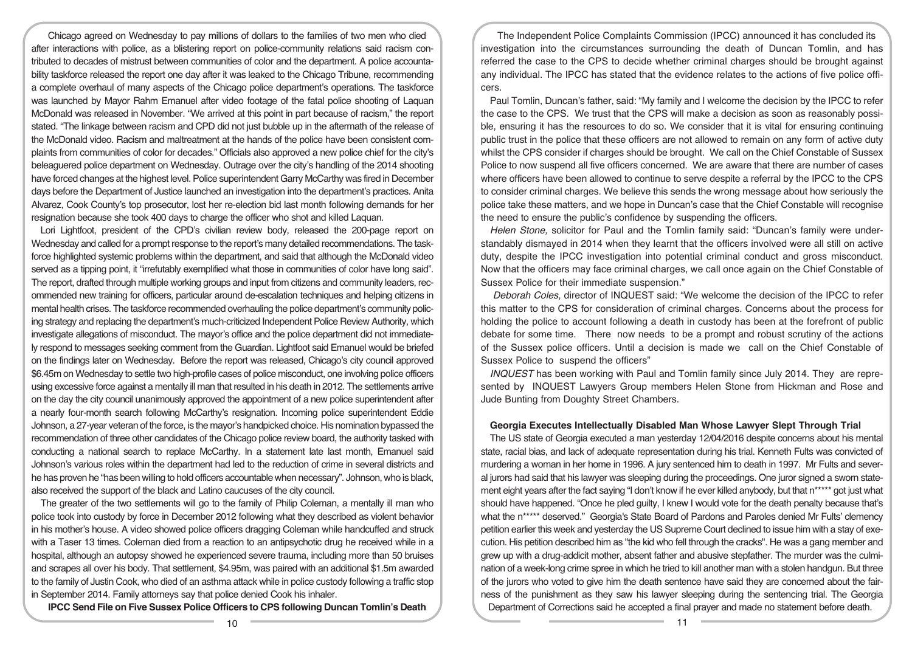Chicago agreed on Wednesday to pay millions of dollars to the families of two men who died after interactions with police, as a blistering report on police-community relations said racism contributed to decades of mistrust between communities of color and the department. A police accountability taskforce released the report one day after it was leaked to the Chicago Tribune, recommending a complete overhaul of many aspects of the Chicago police department's operations. The taskforce was launched by Mayor Rahm Emanuel after video footage of the fatal police shooting of Laquan McDonald was released in November. "We arrived at this point in part because of racism," the report stated. "The linkage between racism and CPD did not just bubble up in the aftermath of the release of the McDonald video. Racism and maltreatment at the hands of the police have been consistent complaints from communities of color for decades." Officials also approved a new police chief for the city's beleaguered police department on Wednesday. Outrage over the city's handling of the 2014 shooting have forced changes at the highest level. Police superintendent Garry McCarthy was fired in December days before the Department of Justice launched an investigation into the department's practices. Anita Alvarez, Cook County's top prosecutor, lost her re-election bid last month following demands for her resignation because she took 400 days to charge the officer who shot and killed Laquan.

Lori Lightfoot, president of the CPD's civilian review body, released the 200-page report on Wednesday and called for a prompt response to the report's many detailed recommendations. The taskforce highlighted systemic problems within the department, and said that although the McDonald video served as a tipping point, it "irrefutably exemplified what those in communities of color have long said". The report, drafted through multiple working groups and input from citizens and community leaders, recommended new training for officers, particular around de-escalation techniques and helping citizens in mental health crises. The taskforce recommended overhauling the police department's community policing strategy and replacing the department's much-criticized Independent Police Review Authority, which investigate allegations of misconduct. The mayor's office and the police department did not immediately respond to messages seeking comment from the Guardian. Lightfoot said Emanuel would be briefed on the findings later on Wednesday. Before the report was released, Chicago's city council approved \$6.45m on Wednesday to settle two high-profile cases of police misconduct, one involving police officers using excessive force against a mentally ill man that resulted in his death in 2012. The settlements arrive on the day the city council unanimously approved the appointment of a new police superintendent after a nearly four-month search following McCarthy's resignation. Incoming police superintendent Eddie Johnson, a 27-year veteran of the force, is the mayor's handpicked choice. His nomination bypassed the recommendation of three other candidates of the Chicago police review board, the authority tasked with conducting a national search to replace McCarthy. In a statement late last month, Emanuel said Johnson's various roles within the department had led to the reduction of crime in several districts and he has proven he "has been willing to hold officers accountable when necessary". Johnson, who is black, also received the support of the black and Latino caucuses of the city council.

The greater of the two settlements will go to the family of Philip Coleman, a mentally ill man who police took into custody by force in December 2012 following what they described as violent behavior in his mother's house. A video showed police officers dragging Coleman while handcuffed and struck with a Taser 13 times. Coleman died from a reaction to an antipsychotic drug he received while in a hospital, although an autopsy showed he experienced severe trauma, including more than 50 bruises and scrapes all over his body. That settlement, \$4.95m, was paired with an additional \$1.5m awarded to the family of Justin Cook, who died of an asthma attack while in police custody following a traffic stop in September 2014. Family attorneys say that police denied Cook his inhaler.

### IPCC Send File on Five Sussex Police Officers to CPS following Duncan Tomlin's Death

The Independent Police Complaints Commission (IPCC) announced it has concluded its investigation into the circumstances surrounding the death of Duncan Tomlin, and has referred the case to the CPS to decide whether criminal charges should be brought against any individual. The IPCC has stated that the evidence relates to the actions of five police officers.

Paul Tomlin, Duncan's father, said: "My family and I welcome the decision by the IPCC to refer the case to the CPS. We trust that the CPS will make a decision as soon as reasonably possible, ensuring it has the resources to do so. We consider that it is vital for ensuring continuing public trust in the police that these officers are not allowed to remain on any form of active duty whilst the CPS consider if charges should be brought. We call on the Chief Constable of Sussex Police to now suspend all five officers concerned. We are aware that there are number of cases where officers have been allowed to continue to serve despite a referral by the IPCC to the CPS to consider criminal charges. We believe this sends the wrong message about how seriously the police take these matters, and we hope in Duncan's case that the Chief Constable will recognise the need to ensure the public's confidence by suspending the officers.

*Helen Stone,* solicitor for Paul and the Tomlin family said: "Duncan's family were understandably dismayed in 2014 when they learnt that the officers involved were all still on active duty, despite the IPCC investigation into potential criminal conduct and gross misconduct. Now that the officers may face criminal charges, we call once again on the Chief Constable of Sussex Police for their immediate suspension."

*Deborah Coles*, director of INQUEST said: "We welcome the decision of the IPCC to refer this matter to the CPS for consideration of criminal charges. Concerns about the process for holding the police to account following a death in custody has been at the forefront of public debate for some time. There now needs to be a prompt and robust scrutiny of the actions of the Sussex police officers. Until a decision is made we call on the Chief Constable of Sussex Police to suspend the officers"

*INQUEST* has been working with Paul and Tomlin family since July 2014. They are represented by INQUEST Lawyers Group members Helen Stone from Hickman and Rose and Jude Bunting from Doughty Street Chambers.

### Georgia Executes Intellectually Disabled Man Whose Lawyer Slept Through Trial

The US state of Georgia executed a man yesterday 12/04/2016 despite concerns about his mental state, racial bias, and lack of adequate representation during his trial. Kenneth Fults was convicted of murdering a woman in her home in 1996. A jury sentenced him to death in 1997. Mr Fults' and several jurors had said that his lawyer was sleeping during the proceedings. One juror signed a sworn statement eight years after the fact saying "I don't know if he ever killed anybody, but that n***** got just what should have happened. "Once he pled guilty, I knew I would vote for the death penalty because that's what the n***** deserved." Georgia's State Board of Pardons and Paroles denied Mr Fults' clemency petition earlier this week and yesterday the US Supreme Court declined to issue him with a stay of execution. His petition described him as "the kid who fell through the cracks". He was a gang member and grew up with a drug-addicit mother, absent father and abusive stepfather. The murder was the culmination of a week-long crime spree in which he tried to kill another man with a stolen handgun. But three of the jurors who voted to give him the death sentence have said they are concerned about the fairness of the punishment as they saw his lawyer sleeping during the sentencing trial. The Georgia Department of Corrections said he accepted a final prayer and made no statement before death.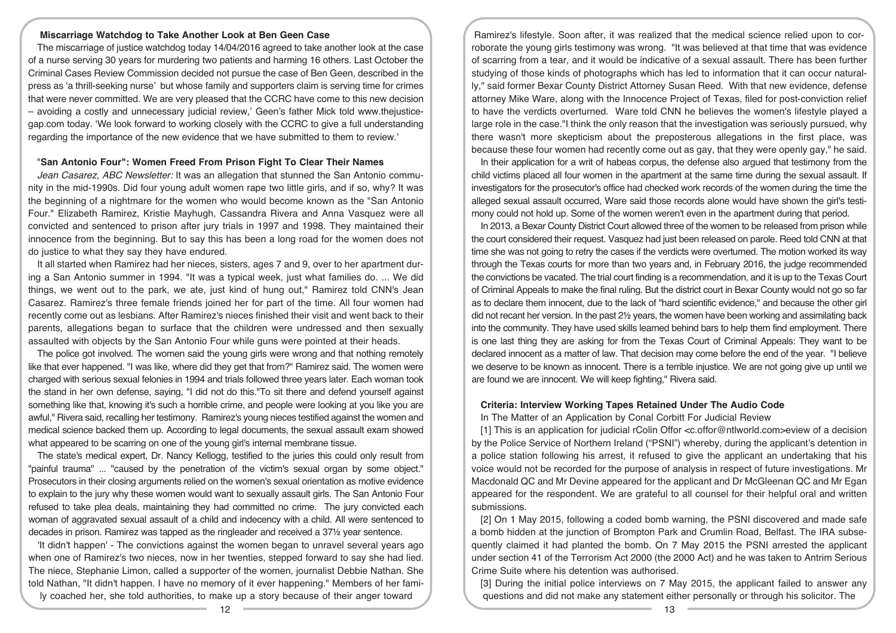## Miscarriage Watchdog to Take Another Look at Ben Geen Case

The miscarriage of justice watchdog today 14/04/2016 agreed to take another look at the case of a nurse serving 30 years for murdering two patients and harming 16 others. Last October the Criminal Cases Review Commission decided not pursue the case of Ben Geen, described in the press as 'a thrill-seeking nurse' but whose family and supporters claim is serving time for crimes that were never committed. We are very pleased that the CCRC have come to this new decision – avoiding a costly and unnecessary judicial review,' Geen's father Mick told www.thejusticegap.com today. 'We look forward to working closely with the CCRC to give a full understanding regarding the importance of the new evidence that we have submitted to them to review.'

## "San Antonio Four": Women Freed From Prison Fight To Clear Their Names

*Jean Casarez, ABC Newsletter:* It was an allegation that stunned the San Antonio community in the mid-1990s. Did four young adult women rape two little girls, and if so, why? It was the beginning of a nightmare for the women who would become known as the "San Antonio Four." Elizabeth Ramirez, Kristie Mayhugh, Cassandra Rivera and Anna Vasquez were all convicted and sentenced to prison after jury trials in 1997 and 1998. They maintained their innocence from the beginning. But to say this has been a long road for the women does not do justice to what they say they have endured.

It all started when Ramirez had her nieces, sisters, ages 7 and 9, over to her apartment during a San Antonio summer in 1994. "It was a typical week, just what families do. ... We did things, we went out to the park, we ate, just kind of hung out," Ramirez told CNN's Jean Casarez. Ramirez's three female friends joined her for part of the time. All four women had recently come out as lesbians. After Ramirez's nieces finished their visit and went back to their parents, allegations began to surface that the children were undressed and then sexually assaulted with objects by the San Antonio Four while guns were pointed at their heads.

The police got involved. The women said the young girls were wrong and that nothing remotely like that ever happened. "I was like, where did they get that from?" Ramirez said. The women were charged with serious sexual felonies in 1994 and trials followed three years later. Each woman took the stand in her own defense, saying, "I did not do this."To sit there and defend yourself against something like that, knowing it's such a horrible crime, and people were looking at you like you are awful," Rivera said, recalling her testimony. Ramirez's young nieces testified against the women and medical science backed them up. According to legal documents, the sexual assault exam showed what appeared to be scarring on one of the young girl's internal membrane tissue.

The state's medical expert, Dr. Nancy Kellogg, testified to the juries this could only result from "painful trauma" ... "caused by the penetration of the victim's sexual organ by some object." Prosecutors in their closing arguments relied on the women's sexual orientation as motive evidence to explain to the jury why these women would want to sexually assault girls. The San Antonio Four refused to take plea deals, maintaining they had committed no crime. The jury convicted each woman of aggravated sexual assault of a child and indecency with a child. All were sentenced to decades in prison. Ramirez was tapped as the ringleader and received a 37½ year sentence.

'It didn't happen' - The convictions against the women began to unravel several years ago when one of Ramirez's two nieces, now in her twenties, stepped forward to say she had lied. The niece, Stephanie Limon, called a supporter of the women, journalist Debbie Nathan. She told Nathan, "It didn't happen. I have no memory of it ever happening." Members of her family coached her, she told authorities, to make up a story because of their anger toward Ramirez's lifestyle. Soon after, it was realized that the medical science relied upon to corroborate the young girls testimony was wrong. "It was believed at that time that was evidence of scarring from a tear, and it would be indicative of a sexual assault. There has been further studying of those kinds of photographs which has led to information that it can occur naturally," said former Bexar County District Attorney Susan Reed. With that new evidence, defense attorney Mike Ware, along with the Innocence Project of Texas, filed for post-conviction relief to have the verdicts overturned. Ware told CNN he believes the women's lifestyle played a large role in the case."I think the only reason that the investigation was seriously pursued, why there wasn't more skepticism about the preposterous allegations in the first place, was because these four women had recently come out as gay, that they were openly gay," he said.

In their application for a writ of habeas corpus, the defense also argued that testimony from the child victims placed all four women in the apartment at the same time during the sexual assault. If investigators for the prosecutor's office had checked work records of the women during the time the alleged sexual assault occurred, Ware said those records alone would have shown the girl's testimony could not hold up. Some of the women weren't even in the apartment during that period.

In 2013, a Bexar County District Court allowed three of the women to be released from prison while the court considered their request. Vasquez had just been released on parole. Reed told CNN at that time she was not going to retry the cases if the verdicts were overturned. The motion worked its way through the Texas courts for more than two years and, in February 2016, the judge recommended the convictions be vacated. The trial court finding is a recommendation, and it is up to the Texas Court of Criminal Appeals to make the final ruling. But the district court in Bexar County would not go so far as to declare them innocent, due to the lack of "hard scientific evidence," and because the other girl did not recant her version. In the past 2½ years, the women have been working and assimilating back into the community. They have used skills learned behind bars to help them find employment. There is one last thing they are asking for from the Texas Court of Criminal Appeals: They want to be declared innocent as a matter of law. That decision may come before the end of the year. "I believe we deserve to be known as innocent. There is a terrible injustice. We are not going give up until we are found we are innocent. We will keep fighting," Rivera said.

## Criteria: Interview Working Tapes Retained Under The Audio Code

In The Matter of an Application by Conal Corbitt For Judicial Review

[1] This is an application for judicial rColin Offor <c.offor@ntlworld.com>eview of a decision by the Police Service of Northern Ireland ("PSNI") whereby, during the applicant's detention in a police station following his arrest, it refused to give the applicant an undertaking that his voice would not be recorded for the purpose of analysis in respect of future investigations. Mr Macdonald QC and Mr Devine appeared for the applicant and Dr McGleenan QC and Mr Egan appeared for the respondent. We are grateful to all counsel for their helpful oral and written submissions.

[2] On 1 May 2015, following a coded bomb warning, the PSNI discovered and made safe a bomb hidden at the junction of Brompton Park and Crumlin Road, Belfast. The IRA subsequently claimed it had planted the bomb. On 7 May 2015 the PSNI arrested the applicant under section 41 of the Terrorism Act 2000 (the 2000 Act) and he was taken to Antrim Serious Crime Suite where his detention was authorised.

[3] During the initial police interviews on 7 May 2015, the applicant failed to answer any questions and did not make any statement either personally or through his solicitor. The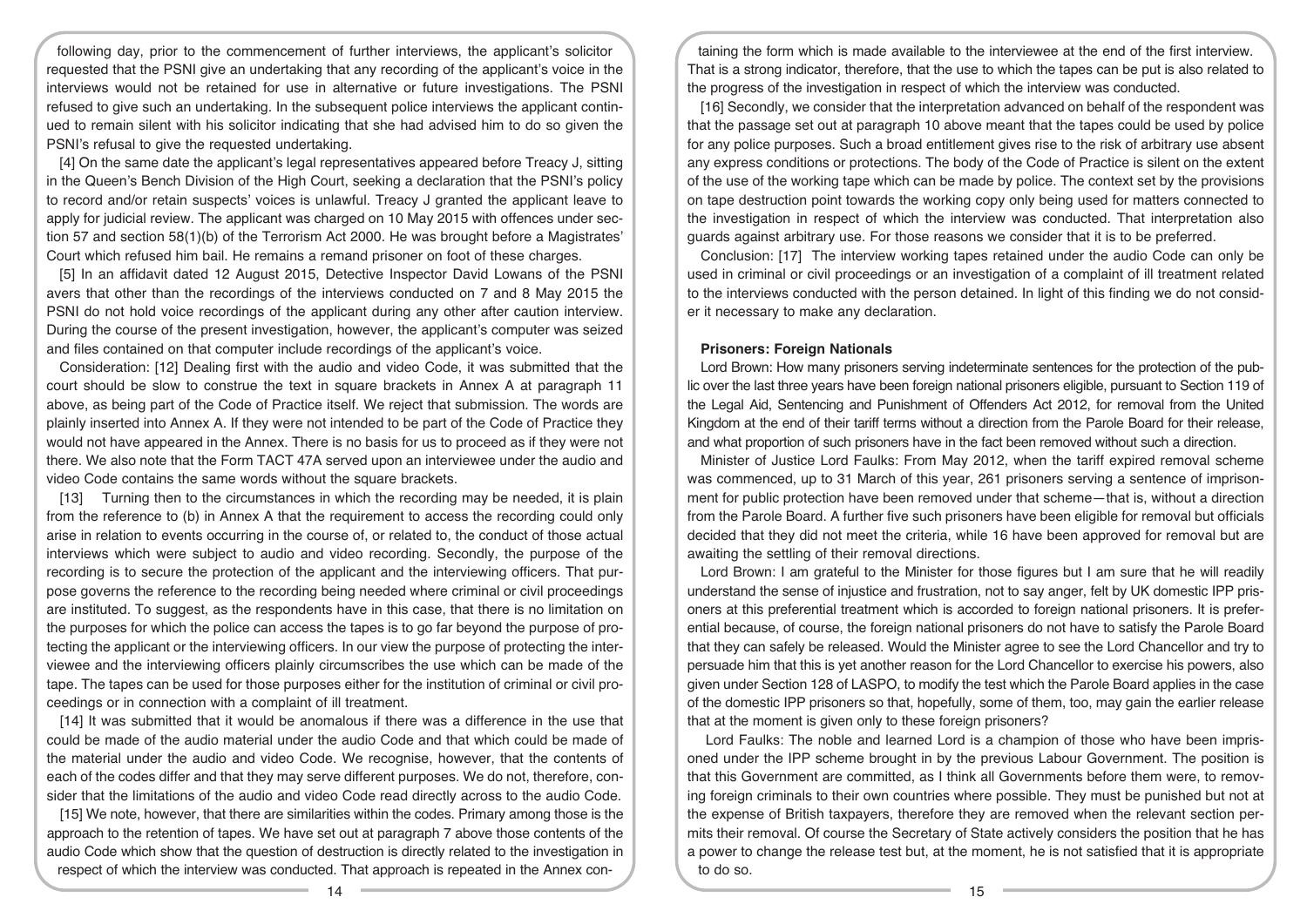following day, prior to the commencement of further interviews, the applicant's solicitor requested that the PSNI give an undertaking that any recording of the applicant's voice in the interviews would not be retained for use in alternative or future investigations. The PSNI refused to give such an undertaking. In the subsequent police interviews the applicant continued to remain silent with his solicitor indicating that she had advised him to do so given the PSNI's refusal to give the requested undertaking.

[4] On the same date the applicant's legal representatives appeared before Treacy J, sitting in the Queen's Bench Division of the High Court, seeking a declaration that the PSNI's policy to record and/or retain suspects' voices is unlawful. Treacy J granted the applicant leave to apply for judicial review. The applicant was charged on 10 May 2015 with offences under section 57 and section 58(1)(b) of the Terrorism Act 2000. He was brought before a Magistrates' Court which refused him bail. He remains a remand prisoner on foot of these charges.

[5] In an affidavit dated 12 August 2015, Detective Inspector David Lowans of the PSNI avers that other than the recordings of the interviews conducted on 7 and 8 May 2015 the PSNI do not hold voice recordings of the applicant during any other after caution interview. During the course of the present investigation, however, the applicant's computer was seized and files contained on that computer include recordings of the applicant's voice.

Consideration: [12] Dealing first with the audio and video Code, it was submitted that the court should be slow to construe the text in square brackets in Annex A at paragraph 11 above, as being part of the Code of Practice itself. We reject that submission. The words are plainly inserted into Annex A. If they were not intended to be part of the Code of Practice they would not have appeared in the Annex. There is no basis for us to proceed as if they were not there. We also note that the Form TACT 47A served upon an interviewee under the audio and video Code contains the same words without the square brackets.

[13] Turning then to the circumstances in which the recording may be needed, it is plain from the reference to (b) in Annex A that the requirement to access the recording could only arise in relation to events occurring in the course of, or related to, the conduct of those actual interviews which were subject to audio and video recording. Secondly, the purpose of the recording is to secure the protection of the applicant and the interviewing officers. That purpose governs the reference to the recording being needed where criminal or civil proceedings are instituted. To suggest, as the respondents have in this case, that there is no limitation on the purposes for which the police can access the tapes is to go far beyond the purpose of protecting the applicant or the interviewing officers. In our view the purpose of protecting the interviewee and the interviewing officers plainly circumscribes the use which can be made of the tape. The tapes can be used for those purposes either for the institution of criminal or civil proceedings or in connection with a complaint of ill treatment.

[14] It was submitted that it would be anomalous if there was a difference in the use that could be made of the audio material under the audio Code and that which could be made of the material under the audio and video Code. We recognise, however, that the contents of each of the codes differ and that they may serve different purposes. We do not, therefore, consider that the limitations of the audio and video Code read directly across to the audio Code.

[15] We note, however, that there are similarities within the codes. Primary among those is the approach to the retention of tapes. We have set out at paragraph 7 above those contents of the audio Code which show that the question of destruction is directly related to the investigation in respect of which the interview was conducted. That approach is repeated in the Annex containing the form which is made available to the interviewee at the end of the first interview. That is a strong indicator, therefore, that the use to which the tapes can be put is also related to the progress of the investigation in respect of which the interview was conducted.

[16] Secondly, we consider that the interpretation advanced on behalf of the respondent was that the passage set out at paragraph 10 above meant that the tapes could be used by police for any police purposes. Such a broad entitlement gives rise to the risk of arbitrary use absent any express conditions or protections. The body of the Code of Practice is silent on the extent of the use of the working tape which can be made by police. The context set by the provisions on tape destruction point towards the working copy only being used for matters connected to the investigation in respect of which the interview was conducted. That interpretation also guards against arbitrary use. For those reasons we consider that it is to be preferred.

Conclusion: [17] The interview working tapes retained under the audio Code can only be used in criminal or civil proceedings or an investigation of a complaint of ill treatment related to the interviews conducted with the person detained. In light of this finding we do not consider it necessary to make any declaration.

### Prisoners: Foreign Nationals

Lord Brown: How many prisoners serving indeterminate sentences for the protection of the public over the last three years have been foreign national prisoners eligible, pursuant to Section 119 of the Legal Aid, Sentencing and Punishment of Offenders Act 2012, for removal from the United Kingdom at the end of their tariff terms without a direction from the Parole Board for their release, and what proportion of such prisoners have in the fact been removed without such a direction.

Minister of Justice Lord Faulks: From May 2012, when the tariff expired removal scheme was commenced, up to 31 March of this year, 261 prisoners serving a sentence of imprisonment for public protection have been removed under that scheme—that is, without a direction from the Parole Board. A further five such prisoners have been eligible for removal but officials decided that they did not meet the criteria, while 16 have been approved for removal but are awaiting the settling of their removal directions.

Lord Brown: I am grateful to the Minister for those figures but I am sure that he will readily understand the sense of injustice and frustration, not to say anger, felt by UK domestic IPP prisoners at this preferential treatment which is accorded to foreign national prisoners. It is preferential because, of course, the foreign national prisoners do not have to satisfy the Parole Board that they can safely be released. Would the Minister agree to see the Lord Chancellor and try to persuade him that this is yet another reason for the Lord Chancellor to exercise his powers, also given under Section 128 of LASPO, to modify the test which the Parole Board applies in the case of the domestic IPP prisoners so that, hopefully, some of them, too, may gain the earlier release that at the moment is given only to these foreign prisoners?

Lord Faulks: The noble and learned Lord is a champion of those who have been imprisoned under the IPP scheme brought in by the previous Labour Government. The position is that this Government are committed, as I think all Governments before them were, to removing foreign criminals to their own countries where possible. They must be punished but not at the expense of British taxpayers, therefore they are removed when the relevant section permits their removal. Of course the Secretary of State actively considers the position that he has a power to change the release test but, at the moment, he is not satisfied that it is appropriate to do so.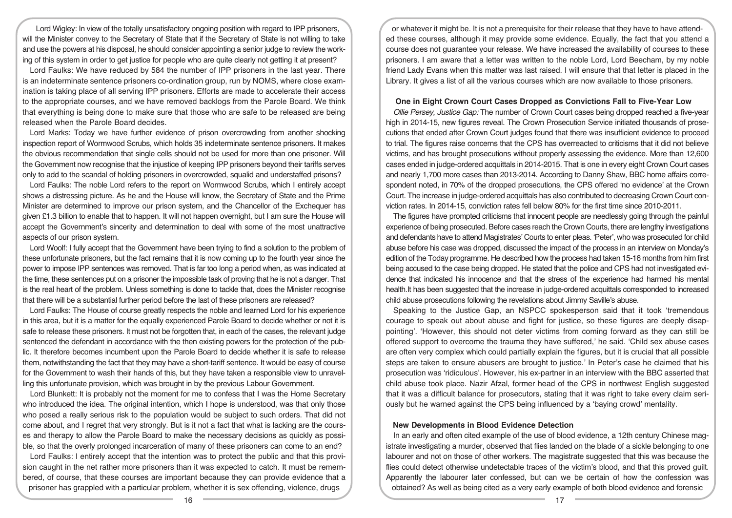Lord Wigley: In view of the totally unsatisfactory ongoing position with regard to IPP prisoners, will the Minister convey to the Secretary of State that if the Secretary of State is not willing to take and use the powers at his disposal, he should consider appointing a senior judge to review the working of this system in order to get justice for people who are quite clearly not getting it at present?

Lord Faulks: We have reduced by 584 the number of IPP prisoners in the last year. There is an indeterminate sentence prisoners co-ordination group, run by NOMS, where close examination is taking place of all serving IPP prisoners. Efforts are made to accelerate their access to the appropriate courses, and we have removed backlogs from the Parole Board. We think that everything is being done to make sure that those who are safe to be released are being released when the Parole Board decides.

Lord Marks: Today we have further evidence of prison overcrowding from another shocking inspection report of Wormwood Scrubs, which holds 35 indeterminate sentence prisoners. It makes the obvious recommendation that single cells should not be used for more than one prisoner. Will the Government now recognise that the injustice of keeping IPP prisoners beyond their tariffs serves only to add to the scandal of holding prisoners in overcrowded, squalid and understaffed prisons?

Lord Faulks: The noble Lord refers to the report on Wormwood Scrubs, which I entirely accept shows a distressing picture. As he and the House will know, the Secretary of State and the Prime Minister are determined to improve our prison system, and the Chancellor of the Exchequer has given £1.3 billion to enable that to happen. It will not happen overnight, but I am sure the House will accept the Government's sincerity and determination to deal with some of the most unattractive aspects of our prison system.

Lord Woolf: I fully accept that the Government have been trying to find a solution to the problem of these unfortunate prisoners, but the fact remains that it is now coming up to the fourth year since the power to impose IPP sentences was removed. That is far too long a period when, as was indicated at the time, these sentences put on a prisoner the impossible task of proving that he is not a danger. That is the real heart of the problem. Unless something is done to tackle that, does the Minister recognise that there will be a substantial further period before the last of these prisoners are released?

Lord Faulks: The House of course greatly respects the noble and learned Lord for his experience in this area, but it is a matter for the equally experienced Parole Board to decide whether or not it is safe to release these prisoners. It must not be forgotten that, in each of the cases, the relevant judge sentenced the defendant in accordance with the then existing powers for the protection of the public. It therefore becomes incumbent upon the Parole Board to decide whether it is safe to release them, notwithstanding the fact that they may have a short-tariff sentence. It would be easy of course for the Government to wash their hands of this, but they have taken a responsible view to unravelling this unfortunate provision, which was brought in by the previous Labour Government.

Lord Blunkett: It is probably not the moment for me to confess that I was the Home Secretary who introduced the idea. The original intention, which I hope is understood, was that only those who posed a really serious risk to the population would be subject to such orders. That did not come about, and I regret that very strongly. But is it not a fact that what is lacking are the courses and therapy to allow the Parole Board to make the necessary decisions as quickly as possible, so that the overly prolonged incarceration of many of these prisoners can come to an end?

Lord Faulks: I entirely accept that the intention was to protect the public and that this provision caught in the net rather more prisoners than it was expected to catch. It must be remembered, of course, that these courses are important because they can provide evidence that a prisoner has grappled with a particular problem, whether it is sex offending, violence, drugs or whatever it might be. It is not a prerequisite for their release that they have to have attended these courses, although it may provide some evidence. Equally, the fact that you attend a course does not guarantee your release. We have increased the availability of courses to these prisoners. I am aware that a letter was written to the noble Lord, Lord Beecham, by my noble friend Lady Evans when this matter was last raised. I will ensure that that letter is placed in the Library. It gives a list of all the various courses which are now available to those prisoners.

## One in Eight Crown Court Cases Dropped as Convictions Fall to Five-Year Low

*Ollie Persey, Justice Gap:* The number of Crown Court cases being dropped reached a five-year high in 2014-15, new figures reveal. The Crown Prosecution Service initiated thousands of prosecutions that ended after Crown Court judges found that there was insufficient evidence to proceed to trial. The figures raise concerns that the CPS has overreacted to criticisms that it did not believe victims, and has brought prosecutions without properly assessing the evidence. More than 12,600 cases ended in judge-ordered acquittals in 2014-2015. That is one in every eight Crown Court cases and nearly 1,700 more cases than 2013-2014. According to Danny Shaw, BBC home affairs correspondent noted, in 70% of the dropped prosecutions, the CPS offered 'no evidence' at the Crown Court. The increase in judge-ordered acquittals has also contributed to decreasing Crown Court conviction rates. In 2014-15, conviction rates fell below 80% for the first time since 2010-2011.

The figures have prompted criticisms that innocent people are needlessly going through the painful experience of being prosecuted. Before cases reach the Crown Courts, there are lengthy investigations and defendants have to attend Magistrates' Courts to enter pleas. 'Peter', who was prosecuted for child abuse before his case was dropped, discussed the impact of the process in an interview on Monday's edition of the Today programme. He described how the process had taken 15-16 months from him first being accused to the case being dropped. He stated that the police and CPS had not investigated evidence that indicated his innocence and that the stress of the experience had harmed his mental health.It has been suggested that the increase in judge-ordered acquittals corresponded to increased child abuse prosecutions following the revelations about Jimmy Saville's abuse.

Speaking to the Justice Gap, an NSPCC spokesperson said that it took 'tremendous courage to speak out about abuse and fight for justice, so these figures are deeply disappointing'. 'However, this should not deter victims from coming forward as they can still be offered support to overcome the trauma they have suffered,' he said. 'Child sex abuse cases are often very complex which could partially explain the figures, but it is crucial that all possible steps are taken to ensure abusers are brought to justice.' In Peter's case he claimed that his prosecution was 'ridiculous'. However, his ex-partner in an interview with the BBC asserted that child abuse took place. Nazir Afzal, former head of the CPS in northwest English suggested that it was a difficult balance for prosecutors, stating that it was right to take every claim seriously but he warned against the CPS being influenced by a 'baying crowd' mentality.

## New Developments in Blood Evidence Detection

In an early and often cited example of the use of blood evidence, a 12th century Chinese magistrate investigating a murder, observed that flies landed on the blade of a sickle belonging to one labourer and not on those of other workers. The magistrate suggested that this was because the flies could detect otherwise undetectable traces of the victim's blood, and that this proved guilt. Apparently the labourer later confessed, but can we be certain of how the confession was obtained? As well as being cited as a very early example of both blood evidence and forensic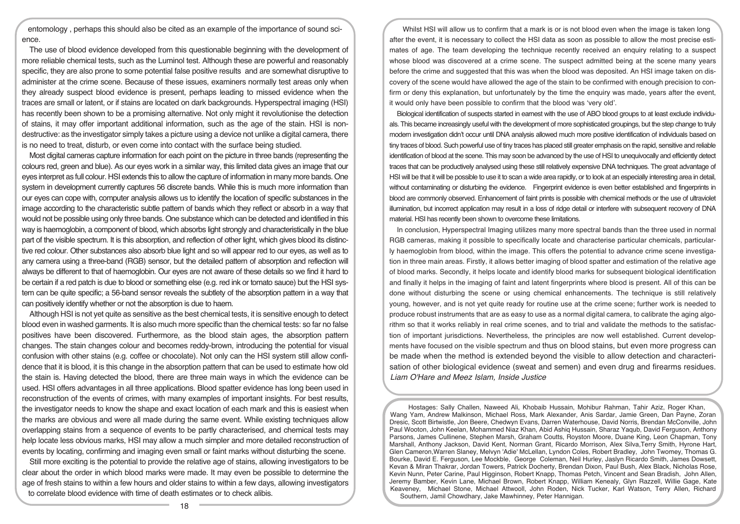entomology , perhaps this should also be cited as an example of the importance of sound science.

The use of blood evidence developed from this questionable beginning with the development of more reliable chemical tests, such as the Luminol test. Although these are powerful and reasonably specific, they are also prone to some potential false positive results and are somewhat disruptive to administer at the crime scene. Because of these issues, examiners normally test areas only when they already suspect blood evidence is present, perhaps leading to missed evidence when the traces are small or latent, or if stains are located on dark backgrounds. Hyperspectral imaging (HSI) has recently been shown to be a promising alternative. Not only might it revolutionise the detection of stains, it may offer important additional information, such as the age of the stain. HSI is non-destructive: as the investigator simply takes a picture using a device not unlike a digital camera, there is no need to treat, disturb, or even come into contact with the surface being studied.

Most digital cameras capture information for each point on the picture in three bands (representing the colours red, green and blue). As our eyes work in a similar way, this limited data gives an image that our eyes interpret as full colour. HSI extends this to allow the capture of information in many more bands. One system in development currently captures 56 discrete bands. While this is much more information than our eyes can cope with, computer analysis allows us to identify the location of specific substances in the image according to the characteristic subtle pattern of bands which they reflect or absorb in a way that would not be possible using only three bands. One substance which can be detected and identified in this way is haemoglobin, a component of blood, which absorbs light strongly and characteristically in the blue part of the visible spectrum. It is this absorption, and reflection of other light, which gives blood its distinctive red colour. Other substances also absorb blue light and so will appear red to our eyes, as well as to any camera using a three-band (RGB) sensor, but the detailed pattern of absorption and reflection will always be different to that of haemoglobin. Our eyes are not aware of these details so we find it hard to be certain if a red patch is due to blood or something else (e.g. red ink or tomato sauce) but the HSI system can be quite specific; a 56-band sensor reveals the subtlety of the absorption pattern in a way that can positively identify whether or not the absorption is due to haem.

Although HSI is not yet quite as sensitive as the best chemical tests, it is sensitive enough to detect blood even in washed garments. It is also much more specific than the chemical tests: so far no false positives have been discovered. Furthermore, as the blood stain ages, the absorption pattern changes. The stain changes colour and becomes reddy-brown, introducing the potential for visual confusion with other stains (e.g. coffee or chocolate). Not only can the HSI system still allow confidence that it is blood, it is this change in the absorption pattern that can be used to estimate how old the stain is. Having detected the blood, there are three main ways in which the evidence can be used. HSI offers advantages in all three applications. Blood spatter evidence has long been used in reconstruction of the events of crimes, with many examples of important insights. For best results, the investigator needs to know the shape and exact location of each mark and this is easiest when the marks are obvious and were all made during the same event. While existing techniques allow overlapping stains from a sequence of events to be partly characterised, and chemical tests may help locate less obvious marks, HSI may allow a much simpler and more detailed reconstruction of events by locating, confirming and imaging even small or faint marks without disturbing the scene.

Still more exciting is the potential to provide the relative age of stains, allowing investigators to be clear about the order in which blood marks were made. It may even be possible to determine the age of fresh stains to within a few hours and older stains to within a few days, allowing investigators to correlate blood evidence with time of death estimates or to check alibis.

Whilst HSI will allow us to confirm that a mark is or is not blood even when the image is taken long after the event, it is necessary to collect the HSI data as soon as possible to allow the most precise estimates of age. The team developing the technique recently received an enquiry relating to a suspect whose blood was discovered at a crime scene. The suspect admitted being at the scene many years before the crime and suggested that this was when the blood was deposited. An HSI image taken on discovery of the scene would have allowed the age of the stain to be confirmed with enough precision to confirm or deny this explanation, but unfortunately by the time the enquiry was made, years after the event, it would only have been possible to confirm that the blood was 'very old'.

Biological identification of suspects started in earnest with the use of ABO blood groups to at least exclude individuals. This became increasingly useful with the development of more sophisticated groupings, but the step change to truly modern investigation didn't occur until DNA analysis allowed much more positive identification of individuals based on tiny traces of blood. Such powerful use of tiny traces has placed still greater emphasis on the rapid, sensitive and reliable identification of blood at the scene. This may soon be advanced by the use of HSI to unequivocally and efficiently detect traces that can be productively analysed using these still relatively expensive DNA techniques. The great advantage of HSI will be that it will be possible to use it to scan a wide area rapidly, or to look at an especially interesting area in detail, without contaminating or disturbing the evidence. Fingerprint evidence is even better established and fingerprints in blood are commonly observed. Enhancement of faint prints is possible with chemical methods or the use of ultraviolet illumination, but incorrect application may result in a loss of ridge detail or interfere with subsequent recovery of DNA material. HSI has recently been shown to overcome these limitations.

In conclusion, Hyperspectral Imaging utilizes many more spectral bands than the three used in normal RGB cameras, making it possible to specifically locate and characterise particular chemicals, particularly haemoglobin from blood, within the image. This offers the potential to advance crime scene investigation in three main areas. Firstly, it allows better imaging of blood spatter and estimation of the relative age of blood marks. Secondly, it helps locate and identify blood marks for subsequent biological identification and finally it helps in the imaging of faint and latent fingerprints where blood is present. All of this can be done without disturbing the scene or using chemical enhancements. The technique is still relatively young, however, and is not yet quite ready for routine use at the crime scene; further work is needed to produce robust instruments that are as easy to use as a normal digital camera, to calibrate the aging algorithm so that it works reliably in real crime scenes, and to trial and validate the methods to the satisfaction of important jurisdictions. Nevertheless, the principles are now well established. Current developments have focused on the visible spectrum and thus on blood stains, but even more progress can be made when the method is extended beyond the visible to allow detection and characterisation of other biological evidence (sweat and semen) and even drug and firearms residues.

*Liam O'Hare and Meez Islam, Inside Justice*

Hostages: Sally Challen, Naweed Ali, Khobaib Hussain, Mohibur Rahman, Tahir Aziz, Roger Khan, Wang Yam, Andrew Malkinson, Michael Ross, Mark Alexander, Anis Sardar, Jamie Green, Dan Payne, Zoran Dresic, Scott Birtwistle, Jon Beere, Chedwyn Evans, Darren Waterhouse, David Norris, Brendan McConville, John Paul Wooton, John Keelan, Mohammed Niaz Khan, Abid Ashiq Hussain, Sharaz Yaqub, David Ferguson, Anthony Parsons, James Cullinene, Stephen Marsh, Graham Coutts, Royston Moore, Duane King, Leon Chapman, Tony Marshall, Anthony Jackson, David Kent, Norman Grant, Ricardo Morrison, Alex Silva,Terry Smith, Hyrone Hart, Glen Cameron,Warren Slaney, Melvyn 'Adie' McLellan, Lyndon Coles, Robert Bradley, John Twomey, Thomas G. Bourke, David E. Ferguson, Lee Mockble, George Coleman, Neil Hurley, Jaslyn Ricardo Smith, James Dowsett, Kevan & Miran Thakrar, Jordan Towers, Patrick Docherty, Brendan Dixon, Paul Bush, Alex Black, Nicholas Rose, Kevin Nunn, Peter Carine, Paul Higginson, Robert Knapp, Thomas Petch, Vincent and Sean Bradish, John Allen, Jeremy Bamber, Kevin Lane, Michael Brown, Robert Knapp, William Kenealy, Glyn Razzell, Willie Gage, Kate Keaveney, Michael Stone, Michael Attwooll, John Roden, Nick Tucker, Karl Watson, Terry Allen, Richard Southern, Jamil Chowdhary, Jake Mawhinney, Peter Hannigan.